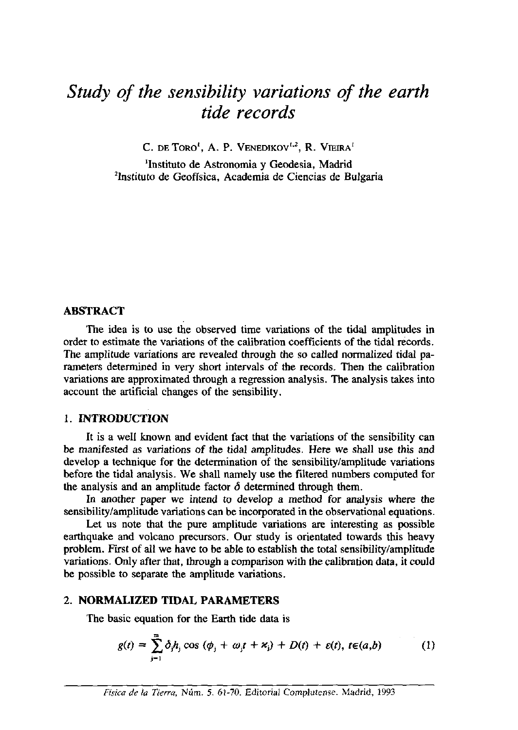# *Study of the sensibility variations of the earth tide records*

C. DE TORO[1], A. P. VENEDIKOV[1,2], R. VIEIRA[1]

[1]Instituto de Astronomia y Geodesia, Madrid
[2]Instituto de Geofísica, Academia de Ciencias de Bulgaria

## ABSTRACT

The idea is to use the observed time variations of the tidal amplitudes in order to estimate the variations of the calibration coefficients of the tidal records. The amplitude variations are revealed through the so called normalized tidal parameters determined in very short intervals of the records. Then the calibration variations are approximated through a regression analysis. The analysis takes into account the artificial changes of the sensibility.

## 1. INTRODUCTION

It is a well known and evident fact that the variations of the sensibility can be manifested as variations of the tidal amplitudes. Here we shall use this and develop a technique for the determination of the sensibility/amplitude variations before the tidal analysis. We shall namely use the filtered numbers computed for the analysis and an amplitude factor $\delta$ determined through them.

In another paper we intend to develop a method for analysis where the sensibility/amplitude variations can be incorporated in the observational equations.

Let us note that the pure amplitude variations are interesting as possible earthquake and volcano precursors. Our study is orientated towards this heavy problem. First of all we have to be able to establish the total sensibility/amplitude variations. Only after that, through a comparison with the calibration data, it could be possible to separate the amplitude variations.

## 2. NORMALIZED TIDAL PARAMETERS

The basic equation for the Earth tide data is

$$g(t) = \sum_{j=1}^{m} \delta_j h_j \cos (\phi_j + \omega_j t + \varkappa_j) + D(t) + \varepsilon(t),\ t \in (a,b) \qquad (1)$$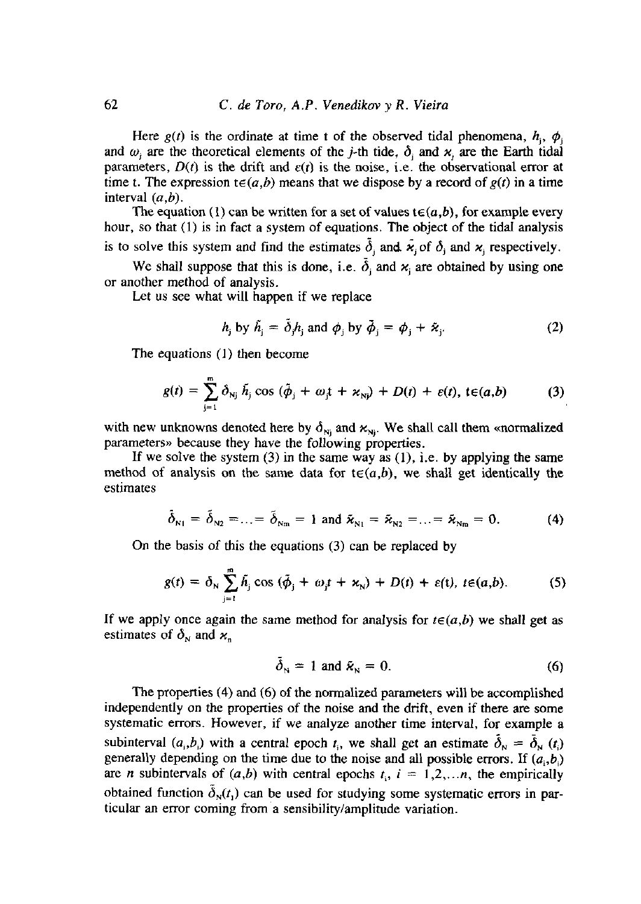Here $g(t)$ is the ordinate at time t of the observed tidal phenomena, $h_j$, $\phi_j$ and $\omega_j$ are the theoretical elements of the $j$-th tide, $\delta_j$ and $\varkappa_j$ are the Earth tidal parameters, $D(t)$ is the drift and $\varepsilon(t)$ is the noise, i.e. the observational error at time t. The expression $t \in (a,b)$ means that we dispose by a record of $g(t)$ in a time interval $(a,b)$.

The equation (1) can be written for a set of values $t \in (a,b)$, for example every hour, so that (1) is in fact a system of equations. The object of the tidal analysis is to solve this system and find the estimates $\tilde{\delta}_j$ and $\tilde{\varkappa}_j$ of $\delta_j$ and $\varkappa_j$ respectively.

We shall suppose that this is done, i.e. $\tilde{\delta}_j$ and $\tilde{\varkappa}_j$ are obtained by using one or another method of analysis.

Let us see what will happen if we replace

$$h_j \text{ by } \tilde{h}_j = \tilde{\delta}_j h_j \text{ and } \phi_j \text{ by } \tilde{\phi}_j = \phi_j + \tilde{\varkappa}_j. \tag{2}$$

The equations (1) then become

$$g(t) = \sum_{j=1}^{m} \delta_{Nj}\, \tilde{h}_j \cos(\tilde{\phi}_j + \omega_j t + \varkappa_{Nj}) + D(t) + \varepsilon(t),\ t \in (a,b) \tag{3}$$

with new unknowns denoted here by $\delta_{Nj}$ and $\varkappa_{Nj}$. We shall call them «normalized parameters» because they have the following properties.

If we solve the system (3) in the same way as (1), i.e. by applying the same method of analysis on the same data for $t \in (a,b)$, we shall get identically the estimates

$$\tilde{\delta}_{N1} = \tilde{\delta}_{N2} = \ldots = \tilde{\delta}_{Nm} = 1 \text{ and } \tilde{\varkappa}_{N1} = \tilde{\varkappa}_{N2} = \ldots = \tilde{\varkappa}_{Nm} = 0. \tag{4}$$

On the basis of this the equations (3) can be replaced by

$$g(t) = \delta_N \sum_{j=1}^{m} \tilde{h}_j \cos(\tilde{\phi}_j + \omega_j t + \varkappa_N) + D(t) + \varepsilon(t),\ t \in (a,b). \tag{5}$$

If we apply once again the same method for analysis for $t \in (a,b)$ we shall get as estimates of $\delta_N$ and $\varkappa_n$

$$\tilde{\delta}_N = 1 \text{ and } \tilde{\varkappa}_N = 0. \tag{6}$$

The properties (4) and (6) of the normalized parameters will be accomplished independently on the properties of the noise and the drift, even if there are some systematic errors. However, if we analyze another time interval, for example a subinterval $(a_i,b_i)$ with a central epoch $t_i$, we shall get an estimate $\tilde{\delta}_N = \tilde{\delta}_N(t_i)$ generally depending on the time due to the noise and all possible errors. If $(a_i,b_i)$ are $n$ subintervals of $(a,b)$ with central epochs $t_i$, $i = 1,2,\ldots n$, the empirically obtained function $\tilde{\delta}_N(t_i)$ can be used for studying some systematic errors in particular an error coming from a sensibility/amplitude variation.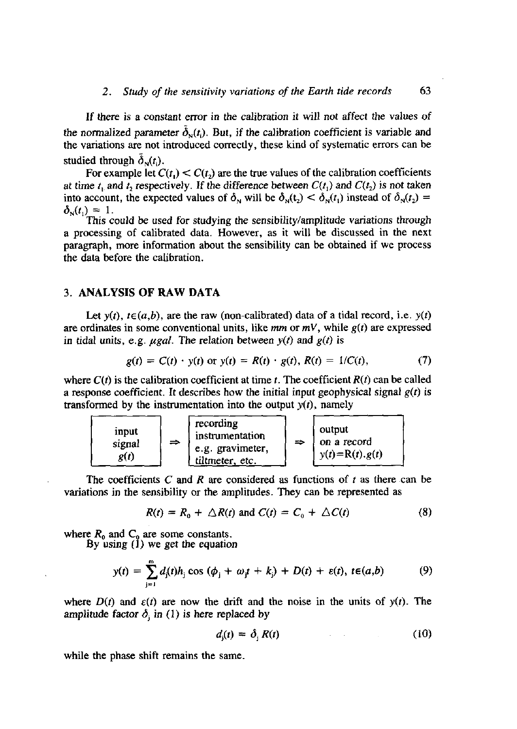If there is a constant error in the calibration it will not affect the values of the normalized parameter $\tilde{\delta}_N(t_i)$. But, if the calibration coefficient is variable and the variations are not introduced correctly, these kind of systematic errors can be studied through $\tilde{\delta}_N(t_i)$.

For example let $C(t_1) < C(t_2)$ are the true values of the calibration coefficients at time $t_1$ and $t_2$ respectively. If the difference between $C(t_1)$ and $C(t_2)$ is not taken into account, the expected values of $\delta_N$ will be $\delta_N(t_2) < \delta_N(t_1)$ instead of $\delta_N(t_2) = \delta_N(t_1) = 1$.

This could be used for studying the sensibility/amplitude variations through a processing of calibrated data. However, as it will be discussed in the next paragraph, more information about the sensibility can be obtained if we process the data before the calibration.

## 3. ANALYSIS OF RAW DATA

Let $y(t)$, $t \in (a,b)$, are the raw (non-calibrated) data of a tidal record, i.e. $y(t)$ are ordinates in some conventional units, like *mm* or *mV*, while $g(t)$ are expressed in tidal units, e.g. $\mu gal$. The relation between $y(t)$ and $g(t)$ is

$$g(t) = C(t) \cdot y(t) \text{ or } y(t) = R(t) \cdot g(t),\ R(t) = 1/C(t), \tag{7}$$

where $C(t)$ is the calibration coefficient at time $t$. The coefficient $R(t)$ can be called a response coefficient. It describes how the initial input geophysical signal $g(t)$ is transformed by the instrumentation into the output $y(t)$, namely

| input signal $g(t)$ | $\Rightarrow$ | recording instrumentation e.g. gravimeter, tiltmeter, etc. | $\Rightarrow$ | output on a record $y(t)=R(t).g(t)$ |
|---|---|---|---|---|

The coefficients $C$ and $R$ are considered as functions of $t$ as there can be variations in the sensibility or the amplitudes. They can be represented as

$$R(t) = R_0 + \Delta R(t) \text{ and } C(t) = C_0 + \Delta C(t) \tag{8}$$

where $R_0$ and $C_0$ are some constants.

By using (1) we get the equation

$$y(t) = \sum_{j=1}^{m} d_j(t) h_j \cos(\phi_j + \omega_j t + k_j) + D(t) + \varepsilon(t),\ t \in (a,b) \tag{9}$$

where $D(t)$ and $\varepsilon(t)$ are now the drift and the noise in the units of $y(t)$. The amplitude factor $\delta_j$ in (1) is here replaced by

$$d_j(t) = \delta_j R(t) \tag{10}$$

while the phase shift remains the same.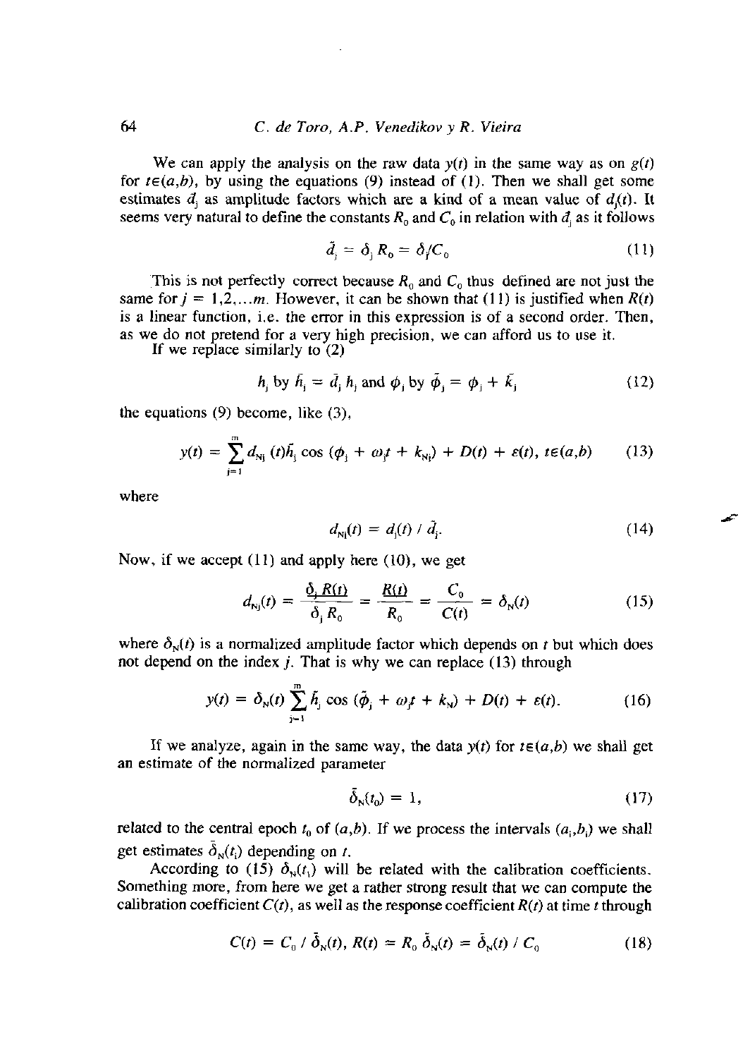We can apply the analysis on the raw data $y(t)$ in the same way as on $g(t)$ for $t\in(a,b)$, by using the equations (9) instead of (1). Then we shall get some estimates $\bar{d}_j$ as amplitude factors which are a kind of a mean value of $d_j(t)$. It seems very natural to define the constants $R_0$ and $C_0$ in relation with $\bar{d}_j$ as it follows

$$\bar{d}_j = \delta_j R_0 = \delta_j / C_0 \tag{11}$$

This is not perfectly correct because $R_0$ and $C_0$ thus defined are not just the same for $j = 1,2,\ldots m$. However, it can be shown that (11) is justified when $R(t)$ is a linear function, i.e. the error in this expression is of a second order. Then, as we do not pretend for a very high precision, we can afford us to use it.

If we replace similarly to (2)

$$h_j \text{ by } \bar{h}_j = \bar{d}_j h_j \text{ and } \phi_j \text{ by } \bar{\phi}_j = \phi_j + \bar{k}_j \tag{12}$$

the equations (9) become, like (3),

$$y(t) = \sum_{j=1}^{m} d_{Nj}(t)\bar{h}_j \cos(\bar{\phi}_j + \omega_j t + k_{Nj}) + D(t) + \varepsilon(t),\ t\in(a,b) \tag{13}$$

where

$$d_{Nj}(t) = d_j(t) / \bar{d}_j. \tag{14}$$

Now, if we accept (11) and apply here (10), we get

$$d_{Nj}(t) = \frac{\delta_j R(t)}{\delta_j R_0} = \frac{R(t)}{R_0} = \frac{C_0}{C(t)} = \delta_N(t) \tag{15}$$

where $\delta_N(t)$ is a normalized amplitude factor which depends on $t$ but which does not depend on the index $j$. That is why we can replace (13) through

$$y(t) = \delta_N(t) \sum_{j=1}^{m} \bar{h}_j \cos(\bar{\phi}_j + \omega_j t + k_N) + D(t) + \varepsilon(t). \tag{16}$$

If we analyze, again in the same way, the data $y(t)$ for $t\in(a,b)$ we shall get an estimate of the normalized parameter

$$\bar{\delta}_N(t_0) = 1, \tag{17}$$

related to the central epoch $t_0$ of $(a,b)$. If we process the intervals $(a_i,b_i)$ we shall get estimates $\bar{\delta}_N(t_i)$ depending on $t$.

According to (15) $\delta_N(t_i)$ will be related with the calibration coefficients. Something more, from here we get a rather strong result that we can compute the calibration coefficient $C(t)$, as well as the response coefficient $R(t)$ at time $t$ through

$$C(t) = C_0 / \bar{\delta}_N(t),\ R(t) = R_0\, \bar{\delta}_N(t) = \bar{\delta}_N(t) / C_0 \tag{18}$$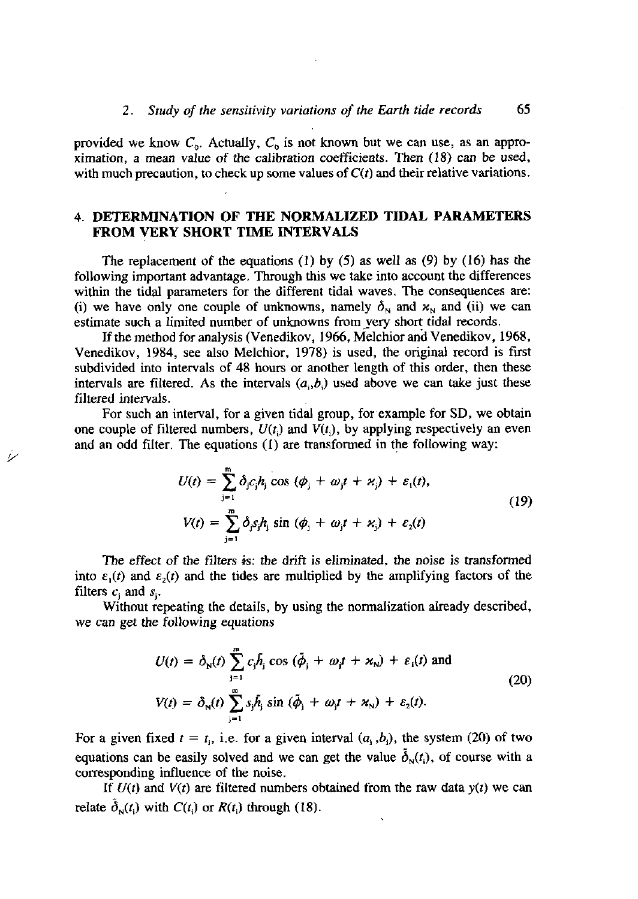provided we know $C_0$. Actually, $C_0$ is not known but we can use, as an approximation, a mean value of the calibration coefficients. Then (18) can be used, with much precaution, to check up some values of $C(t)$ and their relative variations.

## 4. DETERMINATION OF THE NORMALIZED TIDAL PARAMETERS FROM VERY SHORT TIME INTERVALS

The replacement of the equations (1) by (5) as well as (9) by (16) has the following important advantage. Through this we take into account the differences within the tidal parameters for the different tidal waves. The consequences are: (i) we have only one couple of unknowns, namely $\delta_N$ and $\varkappa_N$ and (ii) we can estimate such a limited number of unknowns from very short tidal records.

If the method for analysis (Venedikov, 1966, Melchior and Venedikov, 1968, Venedikov, 1984, see also Melchior, 1978) is used, the original record is first subdivided into intervals of 48 hours or another length of this order, then these intervals are filtered. As the intervals $(a_i, b_i)$ used above we can take just these filtered intervals.

For such an interval, for a given tidal group, for example for SD, we obtain one couple of filtered numbers, $U(t_i)$ and $V(t_i)$, by applying respectively an even and an odd filter. The equations (1) are transformed in the following way:

$$
\begin{aligned}
U(t) &= \sum_{j=1}^{m} \delta_j c_j h_j \cos(\phi_j + \omega_j t + \varkappa_j) + \varepsilon_1(t), \\
V(t) &= \sum_{j=1}^{m} \delta_j s_j h_j \sin(\phi_j + \omega_j t + \varkappa_j) + \varepsilon_2(t)
\end{aligned}
\tag{19}
$$

The effect of the filters is: the drift is eliminated, the noise is transformed into $\varepsilon_1(t)$ and $\varepsilon_2(t)$ and the tides are multiplied by the amplifying factors of the filters $c_j$ and $s_j$.

Without repeating the details, by using the normalization already described, we can get the following equations

$$
\begin{aligned}
U(t) &= \delta_N(t) \sum_{j=1}^{m} c_j \bar{h}_j \cos(\bar{\phi}_j + \omega_j t + \varkappa_N) + \varepsilon_1(t) \text{ and} \\
V(t) &= \delta_N(t) \sum_{j=1}^{m} s_j \bar{h}_j \sin(\bar{\phi}_j + \omega_j t + \varkappa_N) + \varepsilon_2(t).
\end{aligned}
\tag{20}
$$

For a given fixed $t = t_i$, i.e. for a given interval $(a_i, b_i)$, the system (20) of two equations can be easily solved and we can get the value $\bar{\delta}_N(t_i)$, of course with a corresponding influence of the noise.

If $U(t)$ and $V(t)$ are filtered numbers obtained from the raw data $y(t)$ we can relate $\bar{\delta}_N(t_i)$ with $C(t_i)$ or $R(t_i)$ through (18).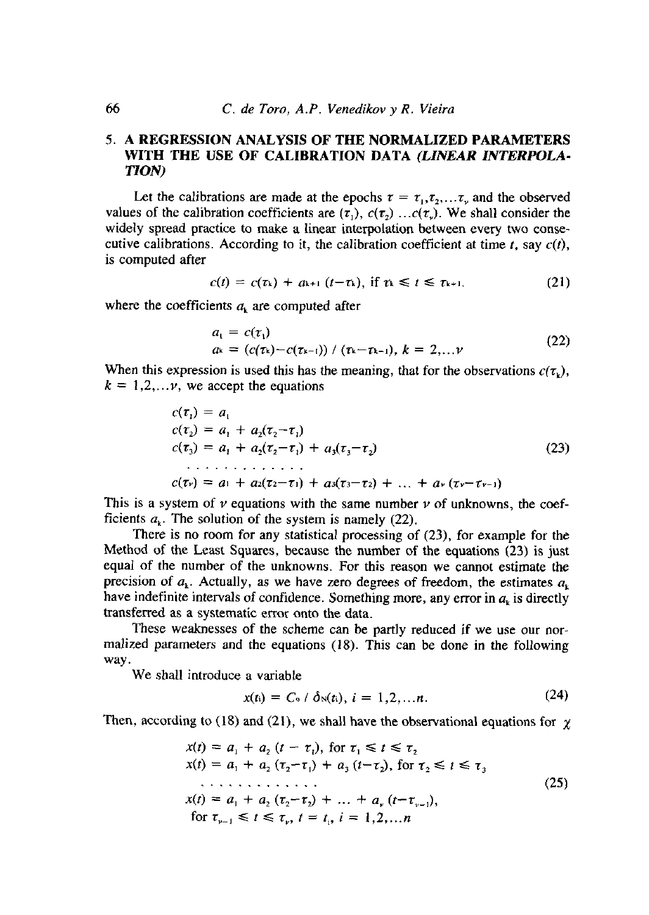## 5. A REGRESSION ANALYSIS OF THE NORMALIZED PARAMETERS WITH THE USE OF CALIBRATION DATA *(LINEAR INTERPOLATION)*

Let the calibrations are made at the epochs $\tau = \tau_1, \tau_2, \ldots \tau_\nu$ and the observed values of the calibration coefficients are $(\tau_1)$, $c(\tau_2) \ldots c(\tau_\nu)$. We shall consider the widely spread practice to make a linear interpolation between every two consecutive calibrations. According to it, the calibration coefficient at time $t$, say $c(t)$, is computed after

$$c(t) = c(\tau_k) + a_{k+1}(t - \tau_k), \text{ if } \tau_k \leqslant t \leqslant \tau_{k+1}. \tag{21}$$

where the coefficients $a_k$ are computed after

$$\begin{aligned} &a_1 = c(\tau_1) \\ &a_k = (c(\tau_k) - c(\tau_{k-1})) \,/\, (\tau_k - \tau_{k-1}),\ k = 2, \ldots \nu \end{aligned} \tag{22}$$

When this expression is used this has the meaning, that for the observations $c(\tau_k)$, $k = 1, 2, \ldots \nu$, we accept the equations

$$\begin{aligned} &c(\tau_1) = a_1 \\ &c(\tau_2) = a_1 + a_2(\tau_2 - \tau_1) \\ &c(\tau_3) = a_1 + a_2(\tau_2 - \tau_1) + a_3(\tau_3 - \tau_2) \\ &\ldots\ldots\ldots\ldots\ldots \\ &c(\tau_\nu) = a_1 + a_2(\tau_2 - \tau_1) + a_3(\tau_3 - \tau_2) + \ldots + a_\nu(\tau_\nu - \tau_{\nu-1}) \end{aligned} \tag{23}$$

This is a system of $\nu$ equations with the same number $\nu$ of unknowns, the coefficients $a_k$. The solution of the system is namely (22).

There is no room for any statistical processing of (23), for example for the Method of the Least Squares, because the number of the equations (23) is just equal of the number of the unknowns. For this reason we cannot estimate the precision of $a_k$. Actually, as we have zero degrees of freedom, the estimates $a_k$ have indefinite intervals of confidence. Something more, any error in $a_k$ is directly transferred as a systematic error onto the data.

These weaknesses of the scheme can be partly reduced if we use our normalized parameters and the equations (18). This can be done in the following way.

We shall introduce a variable

$$x(t_i) = C_o \,/\, \delta_N(t_i),\ i = 1, 2, \ldots n. \tag{24}$$

Then, according to (18) and (21), we shall have the observational equations for $\chi$

$$\begin{aligned} &x(t) = a_1 + a_2(t - \tau_1), \text{ for } \tau_1 \leqslant t \leqslant \tau_2 \\ &x(t) = a_1 + a_2(\tau_2 - \tau_1) + a_3(t - \tau_2), \text{ for } \tau_2 \leqslant t \leqslant \tau_3 \\ &\ldots\ldots\ldots\ldots\ldots \\ &x(t) = a_1 + a_2(\tau_2 - \tau_2) + \ldots + a_\nu(t - \tau_{\nu-1}), \\ &\text{for } \tau_{\nu-1} \leqslant t \leqslant \tau_\nu,\ t = t_i,\ i = 1, 2, \ldots n \end{aligned} \tag{25}$$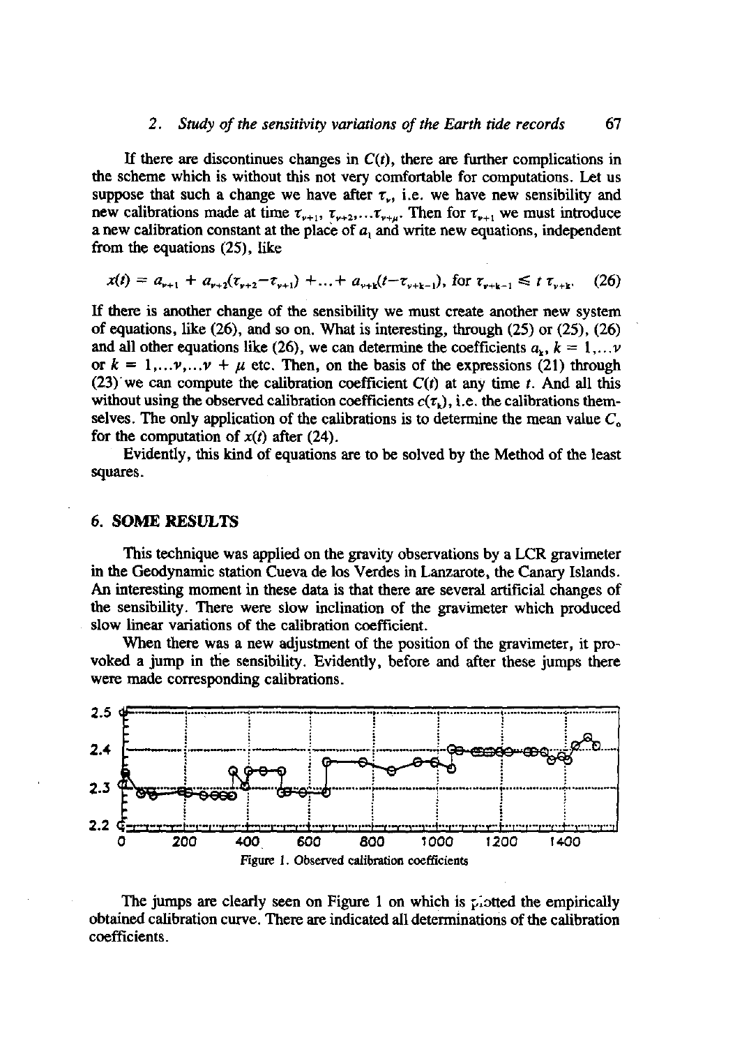If there are discontinues changes in $C(t)$, there are further complications in the scheme which is without this not very comfortable for computations. Let us suppose that such a change we have after $\tau_\nu$, i.e. we have new sensibility and new calibrations made at time $\tau_{\nu+1}, \tau_{\nu+2}, \ldots \tau_{\nu+\mu}$. Then for $\tau_{\nu+1}$ we must introduce a new calibration constant at the place of $a_1$ and write new equations, independent from the equations (25), like

$$x(t) = a_{\nu+1} + a_{\nu+2}(\tau_{\nu+2} - \tau_{\nu+1}) + \ldots + a_{\nu+k}(t - \tau_{\nu+k-1}), \text{ for } \tau_{\nu+k-1} \leqslant t \; \tau_{\nu+k}. \quad (26)$$

If there is another change of the sensibility we must create another new system of equations, like (26), and so on. What is interesting, through (25) or (25), (26) and all other equations like (26), we can determine the coefficients $a_k$, $k = 1, \ldots \nu$ or $k = 1, \ldots \nu, \ldots \nu + \mu$ etc. Then, on the basis of the expressions (21) through (23) we can compute the calibration coefficient $C(t)$ at any time $t$. And all this without using the observed calibration coefficients $c(\tau_k)$, i.e. the calibrations themselves. The only application of the calibrations is to determine the mean value $C_0$ for the computation of $x(t)$ after (24).

Evidently, this kind of equations are to be solved by the Method of the least squares.

## 6. SOME RESULTS

This technique was applied on the gravity observations by a LCR gravimeter in the Geodynamic station Cueva de los Verdes in Lanzarote, the Canary Islands. An interesting moment in these data is that there are several artificial changes of the sensibility. There were slow inclination of the gravimeter which produced slow linear variations of the calibration coefficient.

When there was a new adjustment of the position of the gravimeter, it provoked a jump in the sensibility. Evidently, before and after these jumps there were made corresponding calibrations.

Figure 1. Observed calibration coefficients

The jumps are clearly seen on Figure 1 on which is plotted the empirically obtained calibration curve. There are indicated all determinations of the calibration coefficients.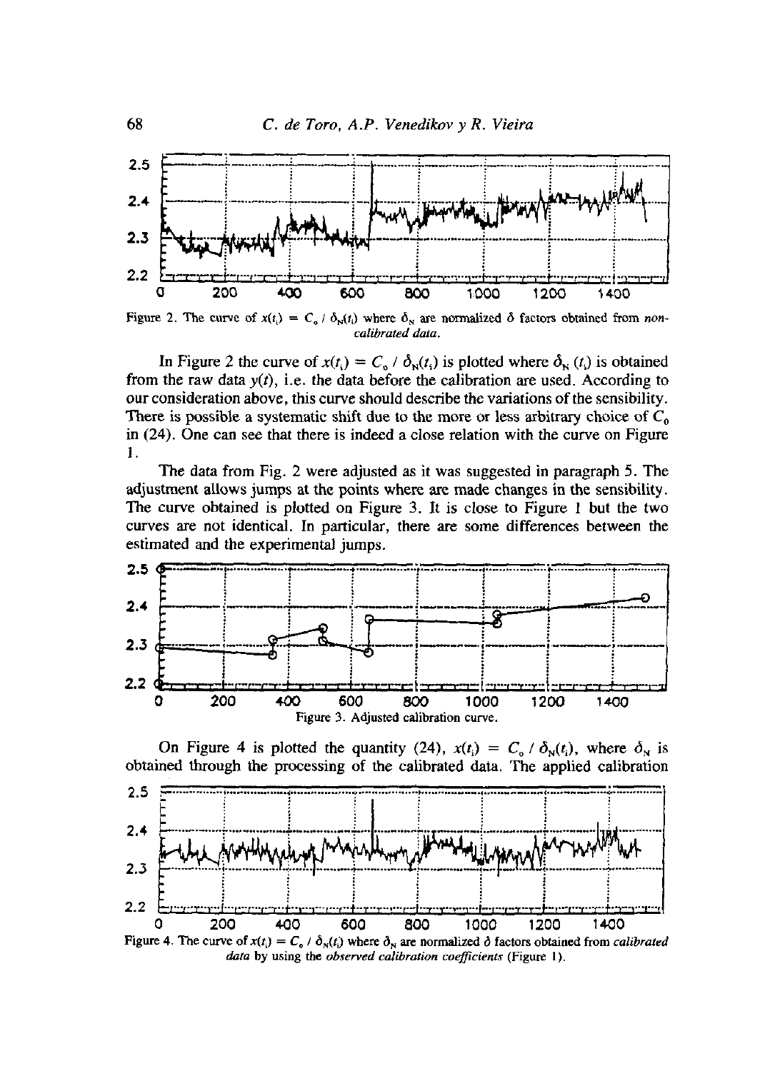Figure 2. The curve of $x(t_i) = C_o / \delta_N(t_i)$ where $\delta_N$ are normalized $\delta$ factors obtained from *non-calibrated data*.

In Figure 2 the curve of $x(t_i) = C_o / \delta_N(t_i)$ is plotted where $\delta_N(t_i)$ is obtained from the raw data $y(t)$, i.e. the data before the calibration are used. According to our consideration above, this curve should describe the variations of the sensibility. There is possible a systematic shift due to the more or less arbitrary choice of $C_0$ in (24). One can see that there is indeed a close relation with the curve on Figure 1.

The data from Fig. 2 were adjusted as it was suggested in paragraph 5. The adjustment allows jumps at the points where are made changes in the sensibility. The curve obtained is plotted on Figure 3. It is close to Figure 1 but the two curves are not identical. In particular, there are some differences between the estimated and the experimental jumps.

Figure 3. Adjusted calibration curve.

On Figure 4 is plotted the quantity (24), $x(t_i) = C_o / \delta_N(t_i)$, where $\delta_N$ is obtained through the processing of the calibrated data. The applied calibration

Figure 4. The curve of $x(t_i) = C_o / \delta_N(t_i)$ where $\delta_N$ are normalized $\delta$ factors obtained from *calibrated data* by using the *observed calibration coefficients* (Figure 1).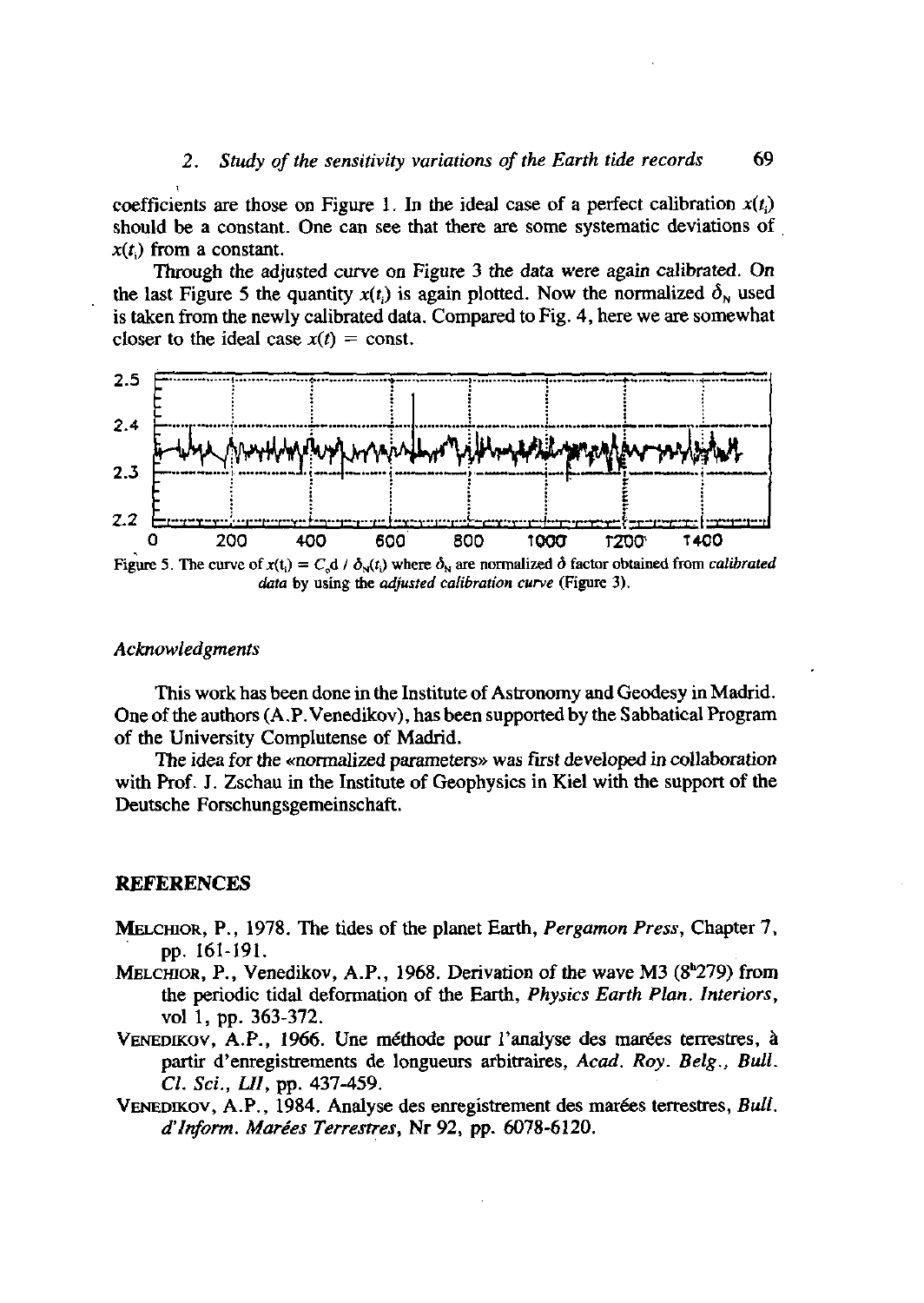coefficients are those on Figure 1. In the ideal case of a perfect calibration $x(t_i)$ should be a constant. One can see that there are some systematic deviations of $x(t_i)$ from a constant.

Through the adjusted curve on Figure 3 the data were again calibrated. On the last Figure 5 the quantity $x(t_i)$ is again plotted. Now the normalized $\delta_N$ used is taken from the newly calibrated data. Compared to Fig. 4, here we are somewhat closer to the ideal case $x(t)$ = const.

2.5
2.4
2.3
2.2
0 200 400 600 800 1000 1200 1400

Figure 5. The curve of $x(t_i) = C_o d / \delta_N(t_i)$ where $\delta_N$ are normalized $\delta$ factor obtained from *calibrated data* by using the *adjusted calibration curve* (Figure 3).

*Acknowledgments*

This work has been done in the Institute of Astronomy and Geodesy in Madrid. One of the authors (A.P. Venedikov), has been supported by the Sabbatical Program of the University Complutense of Madrid.

The idea for the «normalized parameters» was first developed in collaboration with Prof. J. Zschau in the Institute of Geophysics in Kiel with the support of the Deutsche Forschungsgemeinschaft.

## REFERENCES

MELCHIOR, P., 1978. The tides of the planet Earth, *Pergamon Press*, Chapter 7, pp. 161-191.

MELCHIOR, P., Venedikov, A.P., 1968. Derivation of the wave M3 ($8^h279$) from the periodic tidal deformation of the Earth, *Physics Earth Plan. Interiors*, vol 1, pp. 363-372.

VENEDIKOV, A.P., 1966. Une méthode pour l'analyse des marées terrestres, à partir d'enregistrements de longueurs arbitraires, *Acad. Roy. Belg., Bull. Cl. Sci., LII*, pp. 437-459.

VENEDIKOV, A.P., 1984. Analyse des enregistrement des marées terrestres, *Bull. d'Inform. Marées Terrestres*, Nr 92, pp. 6078-6120.